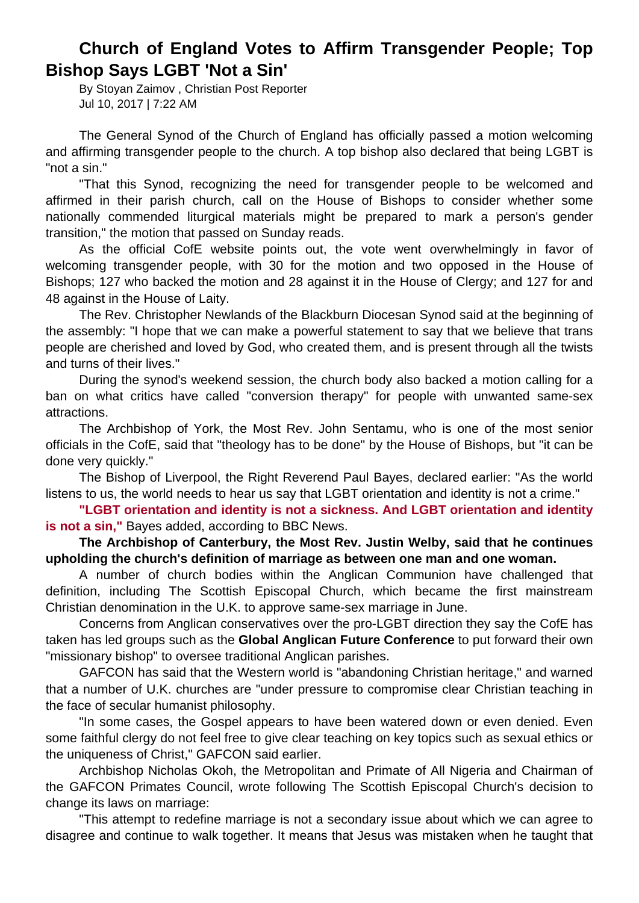# Church of England Votes to Affirm Transgender People; Top Bishop Says LGBT 'Not a Sin'

By Stoyan Zaimov , Christian Post Reporter
Jul 10, 2017 | 7:22 AM

The General Synod of the Church of England has officially passed a motion welcoming and affirming transgender people to the church. A top bishop also declared that being LGBT is "not a sin."

"That this Synod, recognizing the need for transgender people to be welcomed and affirmed in their parish church, call on the House of Bishops to consider whether some nationally commended liturgical materials might be prepared to mark a person's gender transition," the motion that passed on Sunday reads.

As the official CofE website points out, the vote went overwhelmingly in favor of welcoming transgender people, with 30 for the motion and two opposed in the House of Bishops; 127 who backed the motion and 28 against it in the House of Clergy; and 127 for and 48 against in the House of Laity.

The Rev. Christopher Newlands of the Blackburn Diocesan Synod said at the beginning of the assembly: "I hope that we can make a powerful statement to say that we believe that trans people are cherished and loved by God, who created them, and is present through all the twists and turns of their lives."

During the synod's weekend session, the church body also backed a motion calling for a ban on what critics have called "conversion therapy" for people with unwanted same-sex attractions.

The Archbishop of York, the Most Rev. John Sentamu, who is one of the most senior officials in the CofE, said that "theology has to be done" by the House of Bishops, but "it can be done very quickly."

The Bishop of Liverpool, the Right Reverend Paul Bayes, declared earlier: "As the world listens to us, the world needs to hear us say that LGBT orientation and identity is not a crime."

**"LGBT orientation and identity is not a sickness. And LGBT orientation and identity is not a sin,"** Bayes added, according to BBC News.

**The Archbishop of Canterbury, the Most Rev. Justin Welby, said that he continues upholding the church's definition of marriage as between one man and one woman.**

A number of church bodies within the Anglican Communion have challenged that definition, including The Scottish Episcopal Church, which became the first mainstream Christian denomination in the U.K. to approve same-sex marriage in June.

Concerns from Anglican conservatives over the pro-LGBT direction they say the CofE has taken has led groups such as the **Global Anglican Future Conference** to put forward their own "missionary bishop" to oversee traditional Anglican parishes.

GAFCON has said that the Western world is "abandoning Christian heritage," and warned that a number of U.K. churches are "under pressure to compromise clear Christian teaching in the face of secular humanist philosophy.

"In some cases, the Gospel appears to have been watered down or even denied. Even some faithful clergy do not feel free to give clear teaching on key topics such as sexual ethics or the uniqueness of Christ," GAFCON said earlier.

Archbishop Nicholas Okoh, the Metropolitan and Primate of All Nigeria and Chairman of the GAFCON Primates Council, wrote following The Scottish Episcopal Church's decision to change its laws on marriage:

"This attempt to redefine marriage is not a secondary issue about which we can agree to disagree and continue to walk together. It means that Jesus was mistaken when he taught that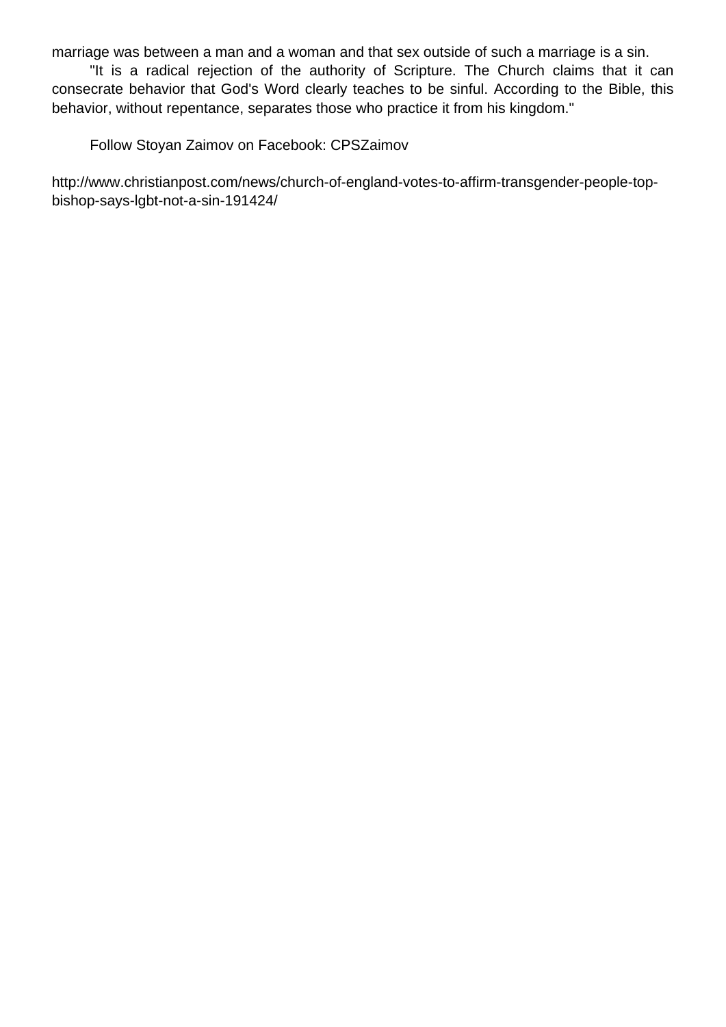marriage was between a man and a woman and that sex outside of such a marriage is a sin.

"It is a radical rejection of the authority of Scripture. The Church claims that it can consecrate behavior that God's Word clearly teaches to be sinful. According to the Bible, this behavior, without repentance, separates those who practice it from his kingdom."

Follow Stoyan Zaimov on Facebook: CPSZaimov

http://www.christianpost.com/news/church-of-england-votes-to-affirm-transgender-people-top-bishop-says-lgbt-not-a-sin-191424/